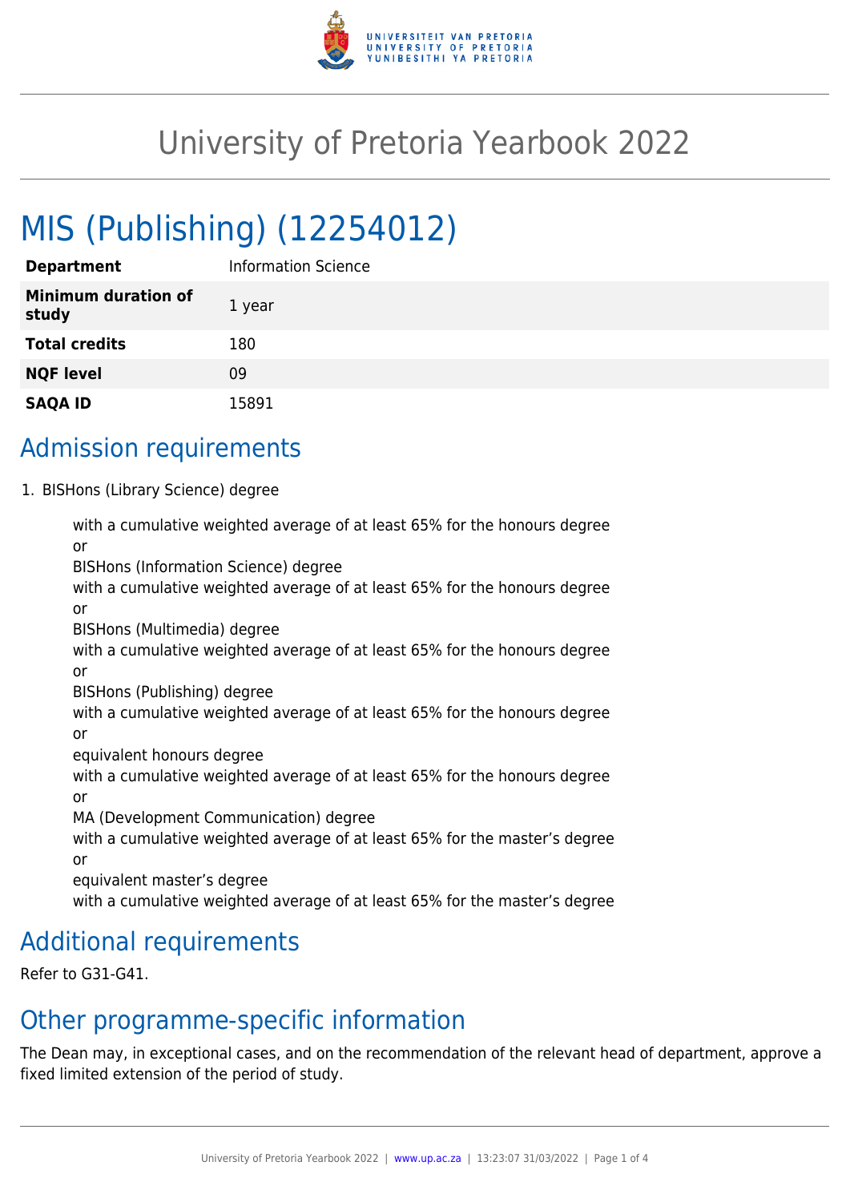# University of Pretoria Yearbook 2022

## MIS (Publishing) (12254012)

| | |
|---|---|
| **Department** | Information Science |
| **Minimum duration of study** | 1 year |
| **Total credits** | 180 |
| **NQF level** | 09 |
| **SAQA ID** | 15891 |

## Admission requirements

1. BISHons (Library Science) degree

   with a cumulative weighted average of at least 65% for the honours degree
   or
   BISHons (Information Science) degree
   with a cumulative weighted average of at least 65% for the honours degree
   or
   BISHons (Multimedia) degree
   with a cumulative weighted average of at least 65% for the honours degree
   or
   BISHons (Publishing) degree
   with a cumulative weighted average of at least 65% for the honours degree
   or
   equivalent honours degree
   with a cumulative weighted average of at least 65% for the honours degree
   or
   MA (Development Communication) degree
   with a cumulative weighted average of at least 65% for the master's degree
   or
   equivalent master's degree
   with a cumulative weighted average of at least 65% for the master's degree

## Additional requirements

Refer to G31-G41.

## Other programme-specific information

The Dean may, in exceptional cases, and on the recommendation of the relevant head of department, approve a fixed limited extension of the period of study.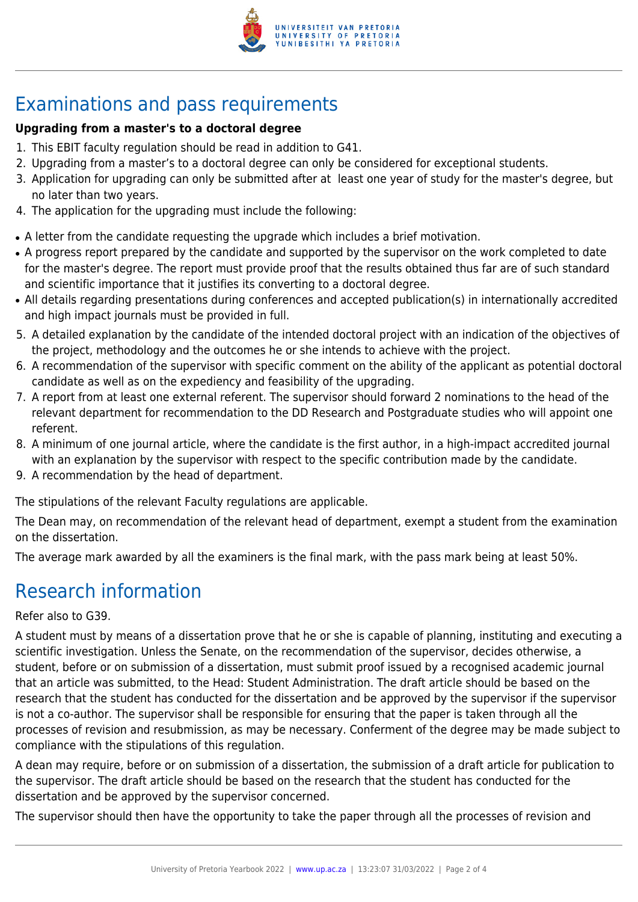# Examinations and pass requirements

**Upgrading from a master's to a doctoral degree**

1. This EBIT faculty regulation should be read in addition to G41.
2. Upgrading from a master's to a doctoral degree can only be considered for exceptional students.
3. Application for upgrading can only be submitted after at least one year of study for the master's degree, but no later than two years.
4. The application for the upgrading must include the following:

- A letter from the candidate requesting the upgrade which includes a brief motivation.
- A progress report prepared by the candidate and supported by the supervisor on the work completed to date for the master's degree. The report must provide proof that the results obtained thus far are of such standard and scientific importance that it justifies its converting to a doctoral degree.
- All details regarding presentations during conferences and accepted publication(s) in internationally accredited and high impact journals must be provided in full.

5. A detailed explanation by the candidate of the intended doctoral project with an indication of the objectives of the project, methodology and the outcomes he or she intends to achieve with the project.
6. A recommendation of the supervisor with specific comment on the ability of the applicant as potential doctoral candidate as well as on the expediency and feasibility of the upgrading.
7. A report from at least one external referent. The supervisor should forward 2 nominations to the head of the relevant department for recommendation to the DD Research and Postgraduate studies who will appoint one referent.
8. A minimum of one journal article, where the candidate is the first author, in a high-impact accredited journal with an explanation by the supervisor with respect to the specific contribution made by the candidate.
9. A recommendation by the head of department.

The stipulations of the relevant Faculty regulations are applicable.

The Dean may, on recommendation of the relevant head of department, exempt a student from the examination on the dissertation.

The average mark awarded by all the examiners is the final mark, with the pass mark being at least 50%.

# Research information

Refer also to G39.

A student must by means of a dissertation prove that he or she is capable of planning, instituting and executing a scientific investigation. Unless the Senate, on the recommendation of the supervisor, decides otherwise, a student, before or on submission of a dissertation, must submit proof issued by a recognised academic journal that an article was submitted, to the Head: Student Administration. The draft article should be based on the research that the student has conducted for the dissertation and be approved by the supervisor if the supervisor is not a co-author. The supervisor shall be responsible for ensuring that the paper is taken through all the processes of revision and resubmission, as may be necessary. Conferment of the degree may be made subject to compliance with the stipulations of this regulation.

A dean may require, before or on submission of a dissertation, the submission of a draft article for publication to the supervisor. The draft article should be based on the research that the student has conducted for the dissertation and be approved by the supervisor concerned.

The supervisor should then have the opportunity to take the paper through all the processes of revision and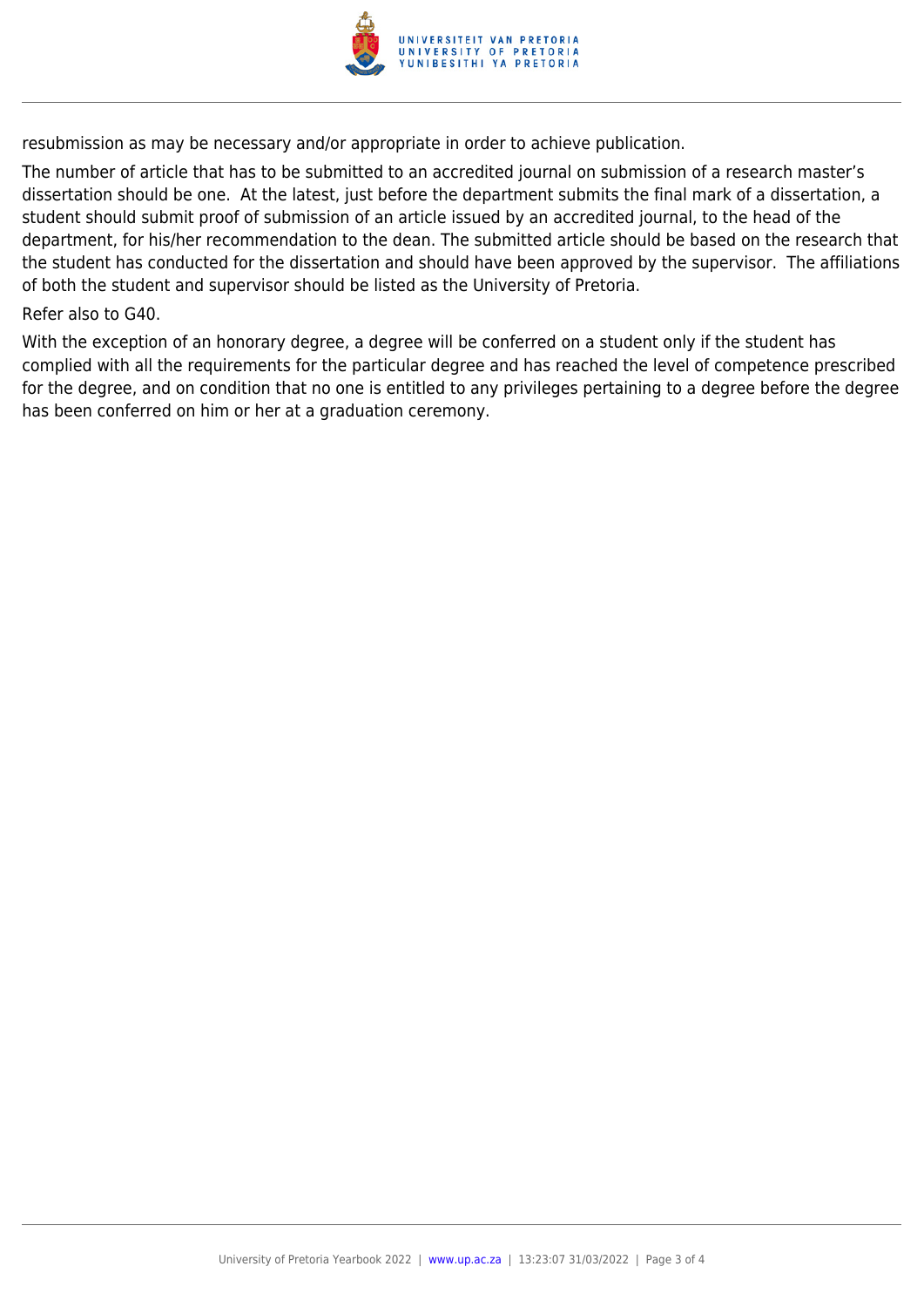resubmission as may be necessary and/or appropriate in order to achieve publication.

The number of article that has to be submitted to an accredited journal on submission of a research master's dissertation should be one.  At the latest, just before the department submits the final mark of a dissertation, a student should submit proof of submission of an article issued by an accredited journal, to the head of the department, for his/her recommendation to the dean. The submitted article should be based on the research that the student has conducted for the dissertation and should have been approved by the supervisor.  The affiliations of both the student and supervisor should be listed as the University of Pretoria.

Refer also to G40.

With the exception of an honorary degree, a degree will be conferred on a student only if the student has complied with all the requirements for the particular degree and has reached the level of competence prescribed for the degree, and on condition that no one is entitled to any privileges pertaining to a degree before the degree has been conferred on him or her at a graduation ceremony.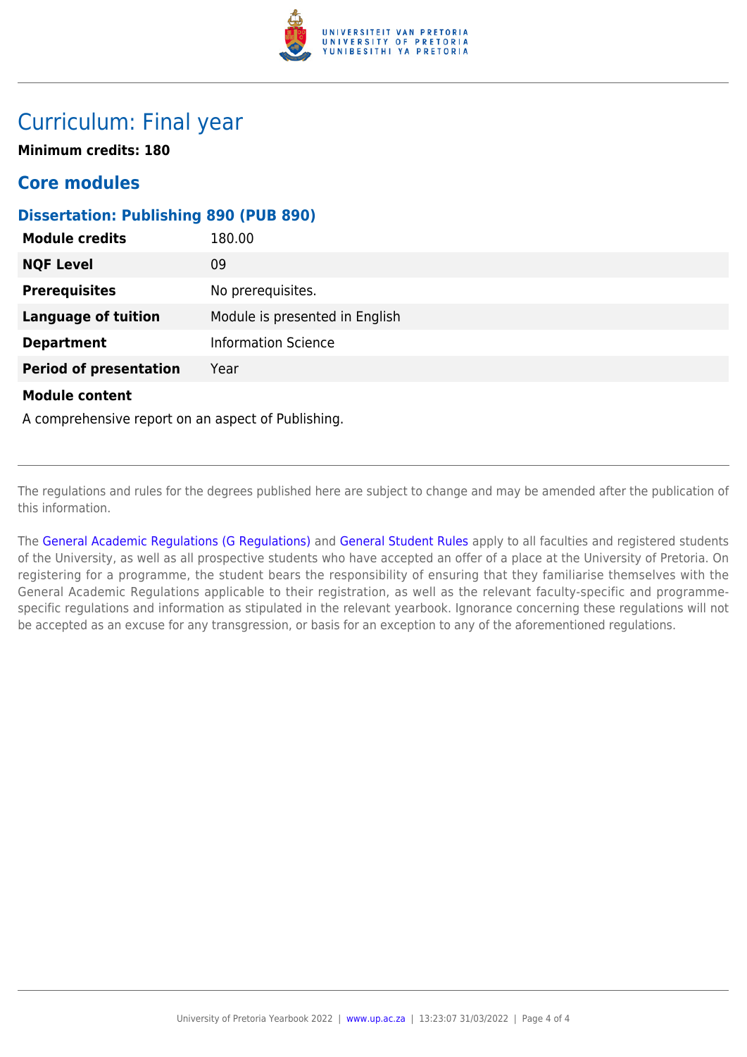# Curriculum: Final year

**Minimum credits: 180**

## Core modules

### Dissertation: Publishing 890 (PUB 890)

| | |
|---|---|
| **Module credits** | 180.00 |
| **NQF Level** | 09 |
| **Prerequisites** | No prerequisites. |
| **Language of tuition** | Module is presented in English |
| **Department** | Information Science |
| **Period of presentation** | Year |

**Module content**

A comprehensive report on an aspect of Publishing.

---

The regulations and rules for the degrees published here are subject to change and may be amended after the publication of this information.

The General Academic Regulations (G Regulations) and General Student Rules apply to all faculties and registered students of the University, as well as all prospective students who have accepted an offer of a place at the University of Pretoria. On registering for a programme, the student bears the responsibility of ensuring that they familiarise themselves with the General Academic Regulations applicable to their registration, as well as the relevant faculty-specific and programme-specific regulations and information as stipulated in the relevant yearbook. Ignorance concerning these regulations will not be accepted as an excuse for any transgression, or basis for an exception to any of the aforementioned regulations.